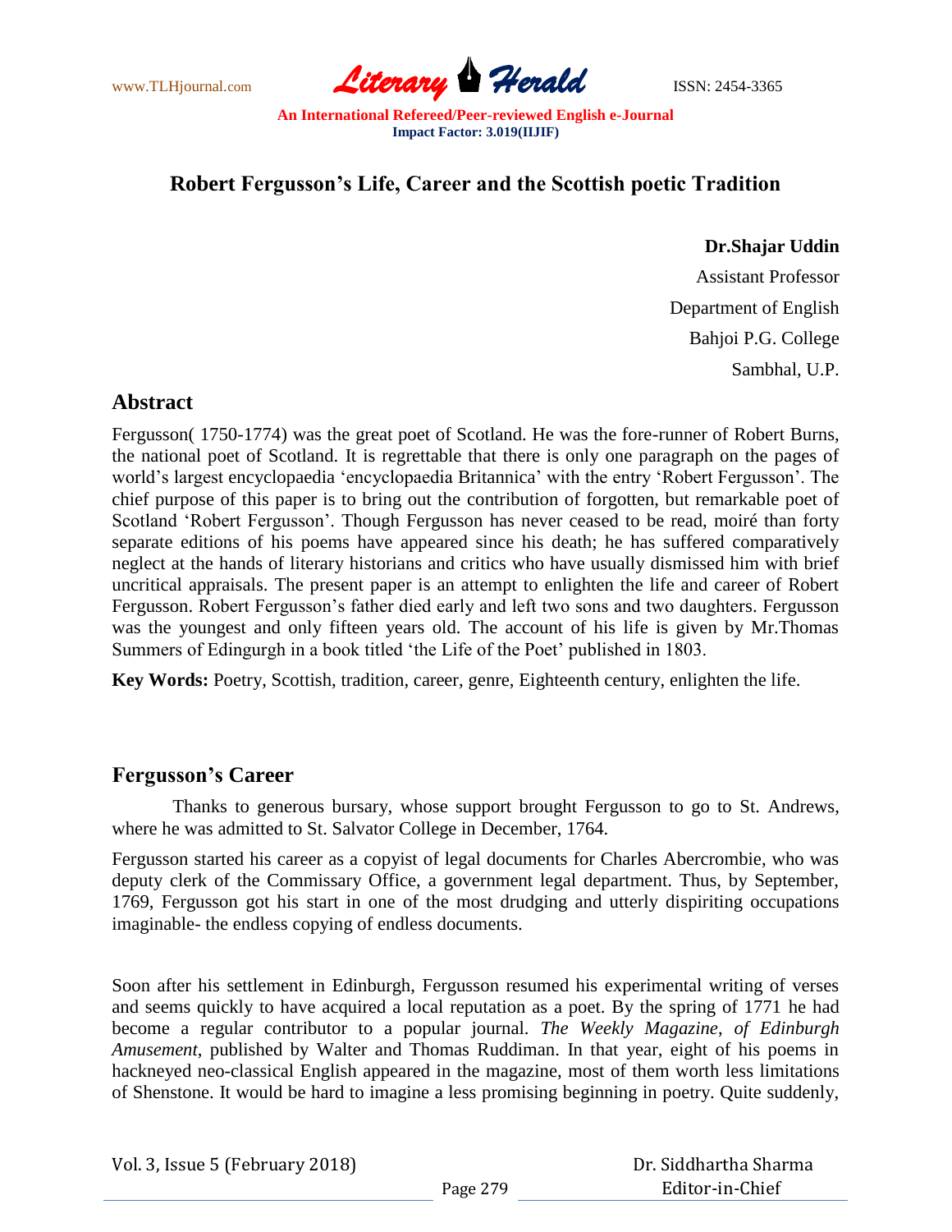# Robert Fergusson's Life, Career and the Scottish poetic Tradition

**Dr.Shajar Uddin**

Assistant Professor

Department of English

Bahjoi P.G. College

Sambhal, U.P.

## Abstract

Fergusson( 1750-1774) was the great poet of Scotland. He was the fore-runner of Robert Burns, the national poet of Scotland. It is regrettable that there is only one paragraph on the pages of world's largest encyclopaedia 'encyclopaedia Britannica' with the entry 'Robert Fergusson'. The chief purpose of this paper is to bring out the contribution of forgotten, but remarkable poet of Scotland 'Robert Fergusson'. Though Fergusson has never ceased to be read, moiré than forty separate editions of his poems have appeared since his death; he has suffered comparatively neglect at the hands of literary historians and critics who have usually dismissed him with brief uncritical appraisals. The present paper is an attempt to enlighten the life and career of Robert Fergusson. Robert Fergusson's father died early and left two sons and two daughters. Fergusson was the youngest and only fifteen years old. The account of his life is given by Mr.Thomas Summers of Edingurgh in a book titled 'the Life of the Poet' published in 1803.

**Key Words:** Poetry, Scottish, tradition, career, genre, Eighteenth century, enlighten the life.

## Fergusson's Career

Thanks to generous bursary, whose support brought Fergusson to go to St. Andrews, where he was admitted to St. Salvator College in December, 1764.

Fergusson started his career as a copyist of legal documents for Charles Abercrombie, who was deputy clerk of the Commissary Office, a government legal department. Thus, by September, 1769, Fergusson got his start in one of the most drudging and utterly dispiriting occupations imaginable- the endless copying of endless documents.

Soon after his settlement in Edinburgh, Fergusson resumed his experimental writing of verses and seems quickly to have acquired a local reputation as a poet. By the spring of 1771 he had become a regular contributor to a popular journal. *The Weekly Magazine*, *of Edinburgh Amusement*, published by Walter and Thomas Ruddiman. In that year, eight of his poems in hackneyed neo-classical English appeared in the magazine, most of them worth less limitations of Shenstone. It would be hard to imagine a less promising beginning in poetry. Quite suddenly,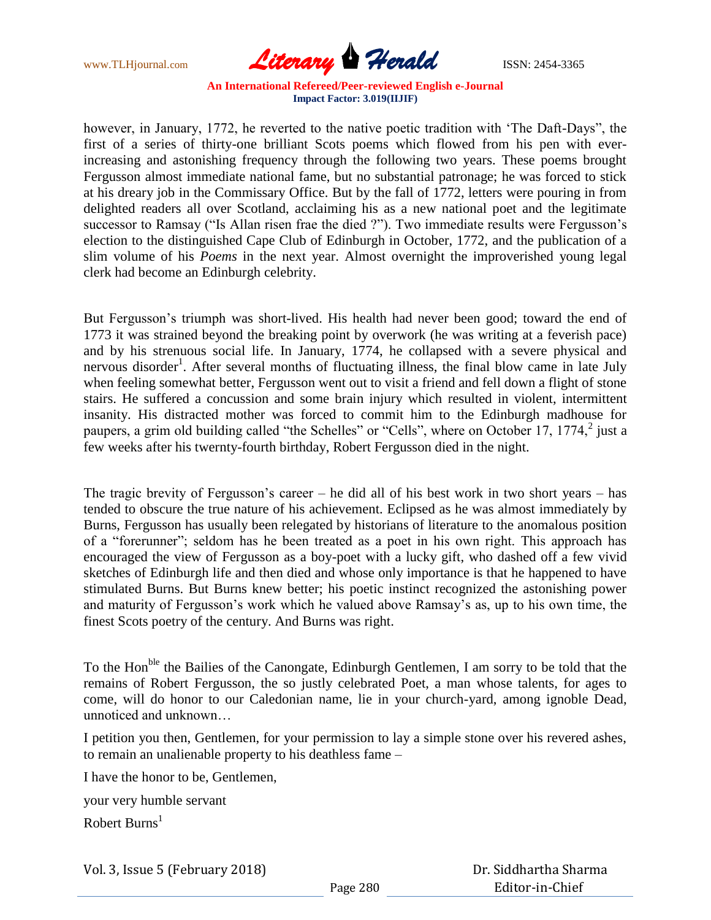however, in January, 1772, he reverted to the native poetic tradition with ‘The Daft-Days”, the first of a series of thirty-one brilliant Scots poems which flowed from his pen with ever-increasing and astonishing frequency through the following two years. These poems brought Fergusson almost immediate national fame, but no substantial patronage; he was forced to stick at his dreary job in the Commissary Office. But by the fall of 1772, letters were pouring in from delighted readers all over Scotland, acclaiming his as a new national poet and the legitimate successor to Ramsay (“Is Allan risen frae the died ?”). Two immediate results were Fergusson’s election to the distinguished Cape Club of Edinburgh in October, 1772, and the publication of a slim volume of his *Poems* in the next year. Almost overnight the improverished young legal clerk had become an Edinburgh celebrity.

But Fergusson’s triumph was short-lived. His health had never been good; toward the end of 1773 it was strained beyond the breaking point by overwork (he was writing at a feverish pace) and by his strenuous social life. In January, 1774, he collapsed with a severe physical and nervous disorder[1]. After several months of fluctuating illness, the final blow came in late July when feeling somewhat better, Fergusson went out to visit a friend and fell down a flight of stone stairs. He suffered a concussion and some brain injury which resulted in violent, intermittent insanity. His distracted mother was forced to commit him to the Edinburgh madhouse for paupers, a grim old building called “the Schelles” or “Cells”, where on October 17, 1774,[2] just a few weeks after his twernty-fourth birthday, Robert Fergusson died in the night.

The tragic brevity of Fergusson’s career – he did all of his best work in two short years – has tended to obscure the true nature of his achievement. Eclipsed as he was almost immediately by Burns, Fergusson has usually been relegated by historians of literature to the anomalous position of a “forerunner”; seldom has he been treated as a poet in his own right. This approach has encouraged the view of Fergusson as a boy-poet with a lucky gift, who dashed off a few vivid sketches of Edinburgh life and then died and whose only importance is that he happened to have stimulated Burns. But Burns knew better; his poetic instinct recognized the astonishing power and maturity of Fergusson’s work which he valued above Ramsay’s as, up to his own time, the finest Scots poetry of the century. And Burns was right.

To the Hon^ble^ the Bailies of the Canongate, Edinburgh Gentlemen, I am sorry to be told that the remains of Robert Fergusson, the so justly celebrated Poet, a man whose talents, for ages to come, will do honor to our Caledonian name, lie in your church-yard, among ignoble Dead, unnoticed and unknown…

I petition you then, Gentlemen, for your permission to lay a simple stone over his revered ashes, to remain an unalienable property to his deathless fame –

I have the honor to be, Gentlemen,

your very humble servant

Robert Burns[1]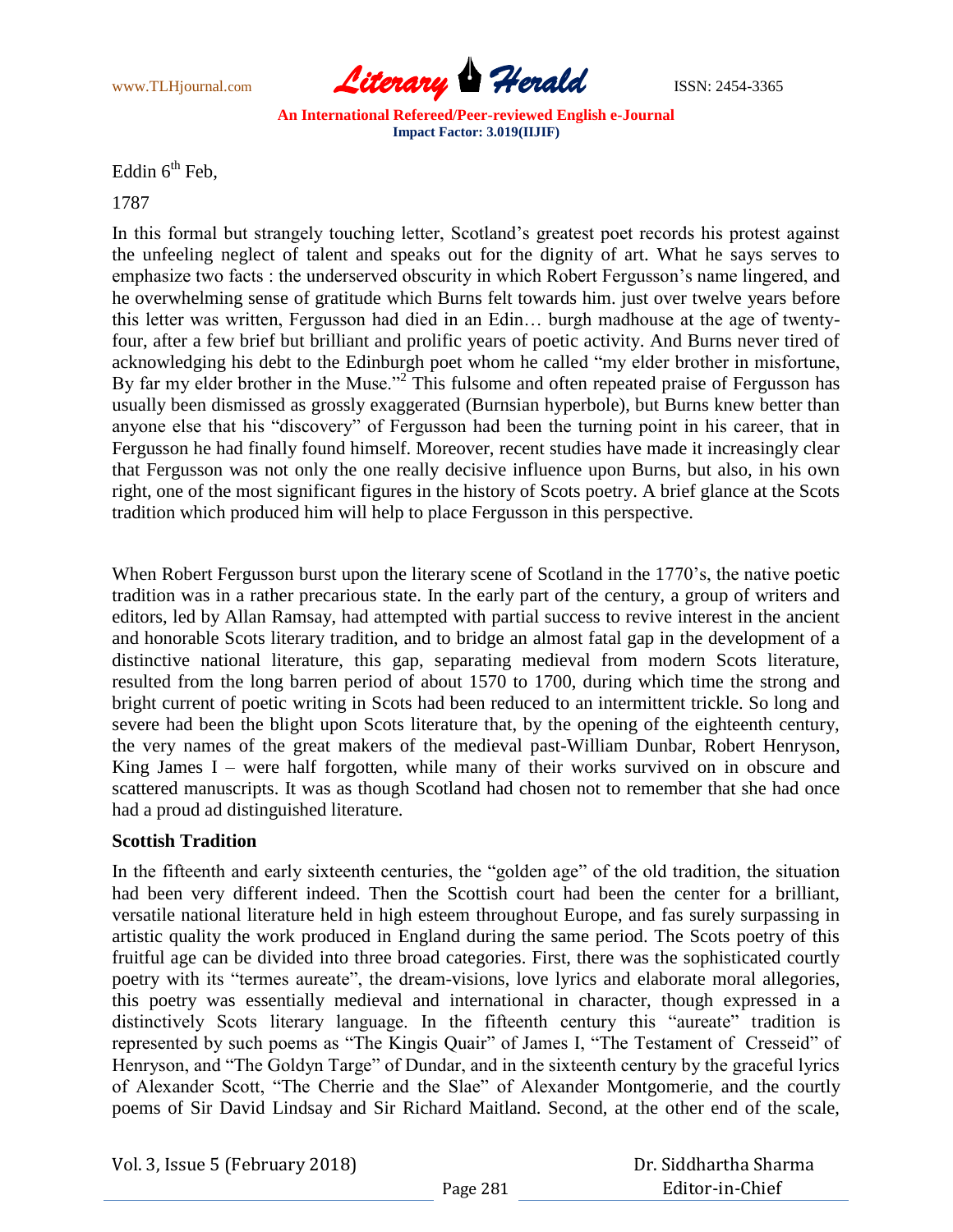Eddin 6th Feb,

1787

In this formal but strangely touching letter, Scotland's greatest poet records his protest against the unfeeling neglect of talent and speaks out for the dignity of art. What he says serves to emphasize two facts : the underserved obscurity in which Robert Fergusson's name lingered, and he overwhelming sense of gratitude which Burns felt towards him. just over twelve years before this letter was written, Fergusson had died in an Edin… burgh madhouse at the age of twenty-four, after a few brief but brilliant and prolific years of poetic activity. And Burns never tired of acknowledging his debt to the Edinburgh poet whom he called "my elder brother in misfortune, By far my elder brother in the Muse."[2] This fulsome and often repeated praise of Fergusson has usually been dismissed as grossly exaggerated (Burnsian hyperbole), but Burns knew better than anyone else that his "discovery" of Fergusson had been the turning point in his career, that in Fergusson he had finally found himself. Moreover, recent studies have made it increasingly clear that Fergusson was not only the one really decisive influence upon Burns, but also, in his own right, one of the most significant figures in the history of Scots poetry. A brief glance at the Scots tradition which produced him will help to place Fergusson in this perspective.

When Robert Fergusson burst upon the literary scene of Scotland in the 1770's, the native poetic tradition was in a rather precarious state. In the early part of the century, a group of writers and editors, led by Allan Ramsay, had attempted with partial success to revive interest in the ancient and honorable Scots literary tradition, and to bridge an almost fatal gap in the development of a distinctive national literature, this gap, separating medieval from modern Scots literature, resulted from the long barren period of about 1570 to 1700, during which time the strong and bright current of poetic writing in Scots had been reduced to an intermittent trickle. So long and severe had been the blight upon Scots literature that, by the opening of the eighteenth century, the very names of the great makers of the medieval past-William Dunbar, Robert Henryson, King James I – were half forgotten, while many of their works survived on in obscure and scattered manuscripts. It was as though Scotland had chosen not to remember that she had once had a proud ad distinguished literature.

**Scottish Tradition**

In the fifteenth and early sixteenth centuries, the "golden age" of the old tradition, the situation had been very different indeed. Then the Scottish court had been the center for a brilliant, versatile national literature held in high esteem throughout Europe, and fas surely surpassing in artistic quality the work produced in England during the same period. The Scots poetry of this fruitful age can be divided into three broad categories. First, there was the sophisticated courtly poetry with its "termes aureate", the dream-visions, love lyrics and elaborate moral allegories, this poetry was essentially medieval and international in character, though expressed in a distinctively Scots literary language. In the fifteenth century this "aureate" tradition is represented by such poems as "The Kingis Quair" of James I, "The Testament of Cresseid" of Henryson, and "The Goldyn Targe" of Dundar, and in the sixteenth century by the graceful lyrics of Alexander Scott, "The Cherrie and the Slae" of Alexander Montgomerie, and the courtly poems of Sir David Lindsay and Sir Richard Maitland. Second, at the other end of the scale,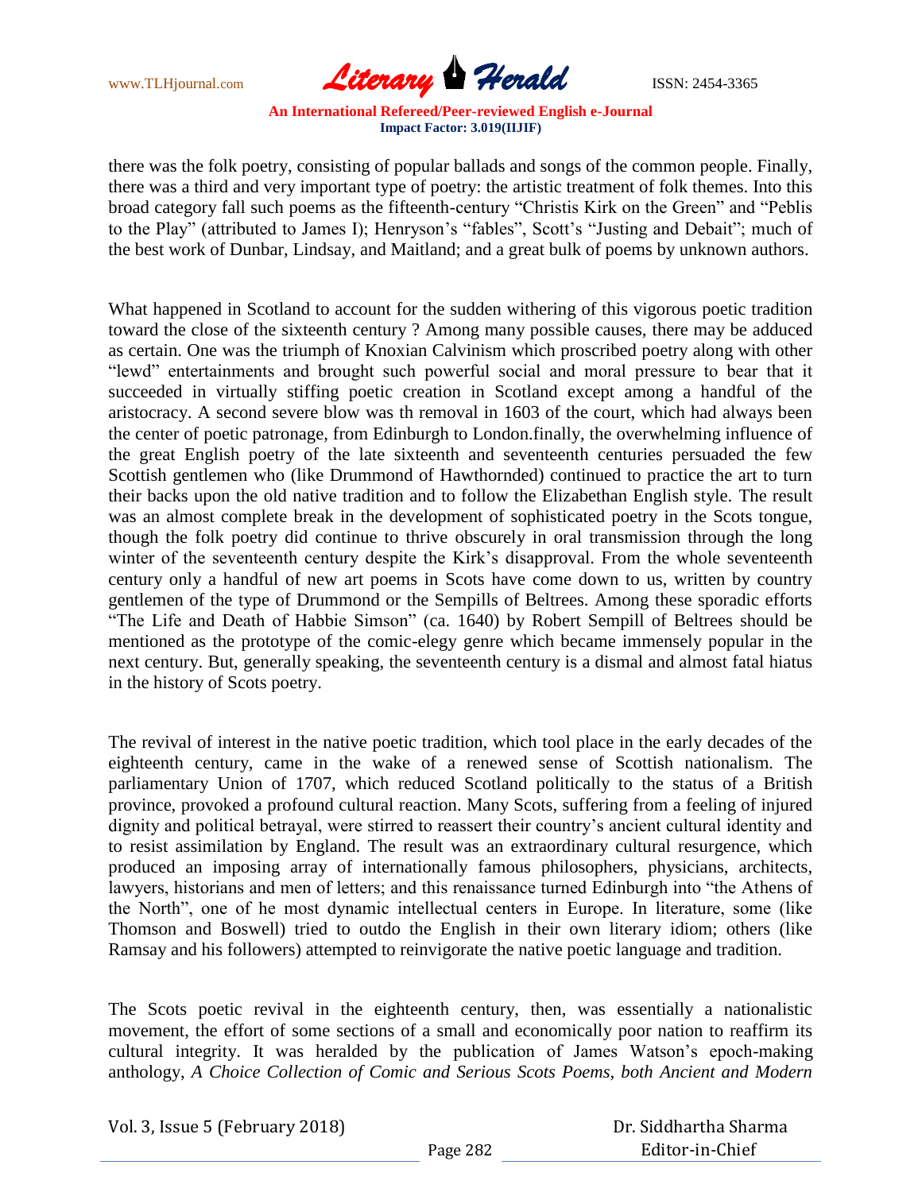there was the folk poetry, consisting of popular ballads and songs of the common people. Finally, there was a third and very important type of poetry: the artistic treatment of folk themes. Into this broad category fall such poems as the fifteenth-century "Christis Kirk on the Green" and "Peblis to the Play" (attributed to James I); Henryson's "fables", Scott's "Justing and Debait"; much of the best work of Dunbar, Lindsay, and Maitland; and a great bulk of poems by unknown authors.

What happened in Scotland to account for the sudden withering of this vigorous poetic tradition toward the close of the sixteenth century ? Among many possible causes, there may be adduced as certain. One was the triumph of Knoxian Calvinism which proscribed poetry along with other "lewd" entertainments and brought such powerful social and moral pressure to bear that it succeeded in virtually stiffing poetic creation in Scotland except among a handful of the aristocracy. A second severe blow was th removal in 1603 of the court, which had always been the center of poetic patronage, from Edinburgh to London.finally, the overwhelming influence of the great English poetry of the late sixteenth and seventeenth centuries persuaded the few Scottish gentlemen who (like Drummond of Hawthornded) continued to practice the art to turn their backs upon the old native tradition and to follow the Elizabethan English style. The result was an almost complete break in the development of sophisticated poetry in the Scots tongue, though the folk poetry did continue to thrive obscurely in oral transmission through the long winter of the seventeenth century despite the Kirk's disapproval. From the whole seventeenth century only a handful of new art poems in Scots have come down to us, written by country gentlemen of the type of Drummond or the Sempills of Beltrees. Among these sporadic efforts "The Life and Death of Habbie Simson" (ca. 1640) by Robert Sempill of Beltrees should be mentioned as the prototype of the comic-elegy genre which became immensely popular in the next century. But, generally speaking, the seventeenth century is a dismal and almost fatal hiatus in the history of Scots poetry.

The revival of interest in the native poetic tradition, which tool place in the early decades of the eighteenth century, came in the wake of a renewed sense of Scottish nationalism. The parliamentary Union of 1707, which reduced Scotland politically to the status of a British province, provoked a profound cultural reaction. Many Scots, suffering from a feeling of injured dignity and political betrayal, were stirred to reassert their country's ancient cultural identity and to resist assimilation by England. The result was an extraordinary cultural resurgence, which produced an imposing array of internationally famous philosophers, physicians, architects, lawyers, historians and men of letters; and this renaissance turned Edinburgh into "the Athens of the North", one of he most dynamic intellectual centers in Europe. In literature, some (like Thomson and Boswell) tried to outdo the English in their own literary idiom; others (like Ramsay and his followers) attempted to reinvigorate the native poetic language and tradition.

The Scots poetic revival in the eighteenth century, then, was essentially a nationalistic movement, the effort of some sections of a small and economically poor nation to reaffirm its cultural integrity. It was heralded by the publication of James Watson's epoch-making anthology, *A Choice Collection of Comic and Serious Scots Poems, both Ancient and Modern*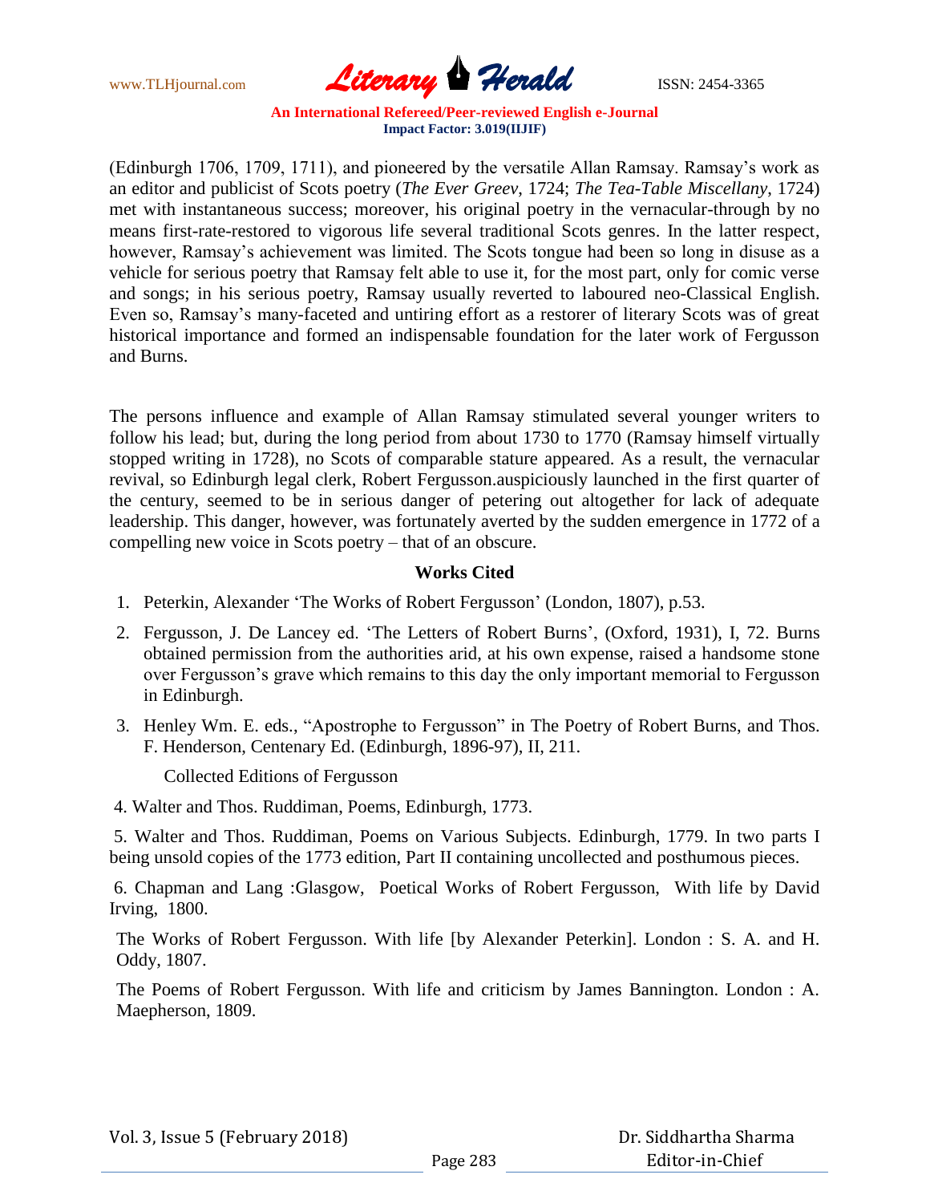(Edinburgh 1706, 1709, 1711), and pioneered by the versatile Allan Ramsay. Ramsay's work as an editor and publicist of Scots poetry (*The Ever Greev*, 1724; *The Tea-Table Miscellany*, 1724) met with instantaneous success; moreover, his original poetry in the vernacular-through by no means first-rate-restored to vigorous life several traditional Scots genres. In the latter respect, however, Ramsay's achievement was limited. The Scots tongue had been so long in disuse as a vehicle for serious poetry that Ramsay felt able to use it, for the most part, only for comic verse and songs; in his serious poetry, Ramsay usually reverted to laboured neo-Classical English. Even so, Ramsay's many-faceted and untiring effort as a restorer of literary Scots was of great historical importance and formed an indispensable foundation for the later work of Fergusson and Burns.

The persons influence and example of Allan Ramsay stimulated several younger writers to follow his lead; but, during the long period from about 1730 to 1770 (Ramsay himself virtually stopped writing in 1728), no Scots of comparable stature appeared. As a result, the vernacular revival, so Edinburgh legal clerk, Robert Fergusson.auspiciously launched in the first quarter of the century, seemed to be in serious danger of petering out altogether for lack of adequate leadership. This danger, however, was fortunately averted by the sudden emergence in 1772 of a compelling new voice in Scots poetry – that of an obscure.

## Works Cited

1. Peterkin, Alexander 'The Works of Robert Fergusson' (London, 1807), p.53.
2. Fergusson, J. De Lancey ed. 'The Letters of Robert Burns', (Oxford, 1931), I, 72. Burns obtained permission from the authorities arid, at his own expense, raised a handsome stone over Fergusson's grave which remains to this day the only important memorial to Fergusson in Edinburgh.
3. Henley Wm. E. eds., "Apostrophe to Fergusson" in The Poetry of Robert Burns, and Thos. F. Henderson, Centenary Ed. (Edinburgh, 1896-97), II, 211.

Collected Editions of Fergusson

4. Walter and Thos. Ruddiman, Poems, Edinburgh, 1773.

5. Walter and Thos. Ruddiman, Poems on Various Subjects. Edinburgh, 1779. In two parts I being unsold copies of the 1773 edition, Part II containing uncollected and posthumous pieces.

6. Chapman and Lang :Glasgow, Poetical Works of Robert Fergusson, With life by David Irving, 1800.

The Works of Robert Fergusson. With life [by Alexander Peterkin]. London : S. A. and H. Oddy, 1807.

The Poems of Robert Fergusson. With life and criticism by James Bannington. London : A. Maepherson, 1809.